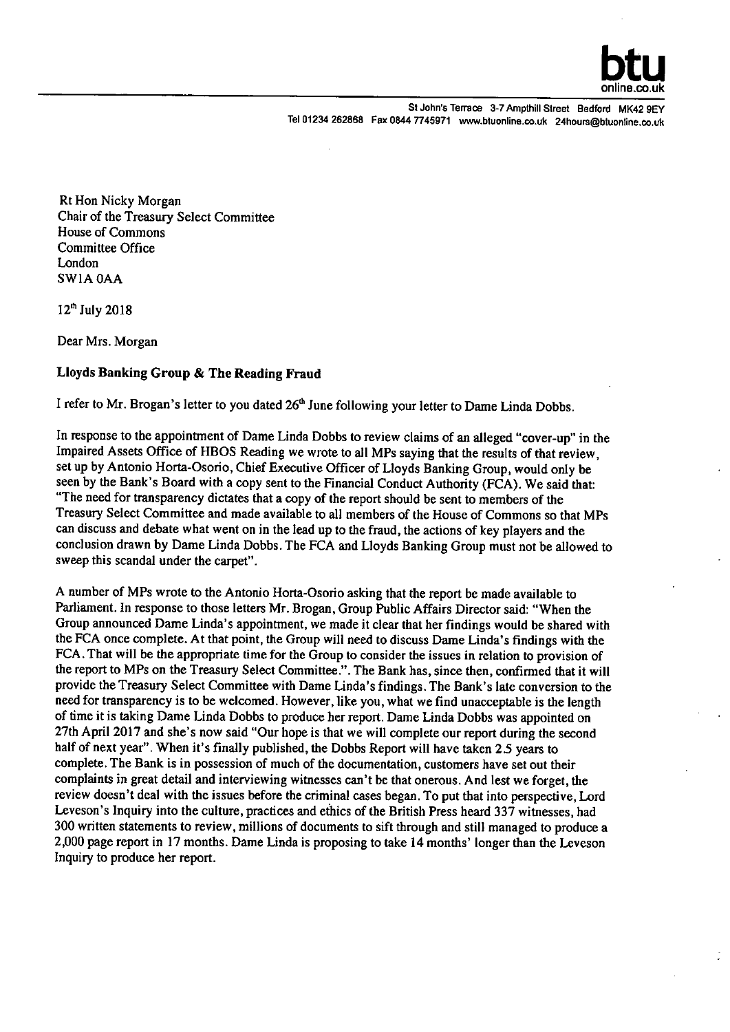**btu** online.co.uk

St John's Terrace 3-7 Ampthill Street Bedford MK42 9EY
Tel 01234 262868 Fax 0844 7745971 www.btuonline.co.uk 24hours@btuonline.co.uk

Rt Hon Nicky Morgan
Chair of the Treasury Select Committee
House of Commons
Committee Office
London
SW1A 0AA

12th July 2018

Dear Mrs. Morgan

**Lloyds Banking Group & The Reading Fraud**

I refer to Mr. Brogan's letter to you dated 26th June following your letter to Dame Linda Dobbs.

In response to the appointment of Dame Linda Dobbs to review claims of an alleged "cover-up" in the Impaired Assets Office of HBOS Reading we wrote to all MPs saying that the results of that review, set up by Antonio Horta-Osorio, Chief Executive Officer of Lloyds Banking Group, would only be seen by the Bank's Board with a copy sent to the Financial Conduct Authority (FCA). We said that: "The need for transparency dictates that a copy of the report should be sent to members of the Treasury Select Committee and made available to all members of the House of Commons so that MPs can discuss and debate what went on in the lead up to the fraud, the actions of key players and the conclusion drawn by Dame Linda Dobbs. The FCA and Lloyds Banking Group must not be allowed to sweep this scandal under the carpet".

A number of MPs wrote to the Antonio Horta-Osorio asking that the report be made available to Parliament. In response to those letters Mr. Brogan, Group Public Affairs Director said: "When the Group announced Dame Linda's appointment, we made it clear that her findings would be shared with the FCA once complete. At that point, the Group will need to discuss Dame Linda's findings with the FCA. That will be the appropriate time for the Group to consider the issues in relation to provision of the report to MPs on the Treasury Select Committee.". The Bank has, since then, confirmed that it will provide the Treasury Select Committee with Dame Linda's findings. The Bank's late conversion to the need for transparency is to be welcomed. However, like you, what we find unacceptable is the length of time it is taking Dame Linda Dobbs to produce her report. Dame Linda Dobbs was appointed on 27th April 2017 and she's now said "Our hope is that we will complete our report during the second half of next year". When it's finally published, the Dobbs Report will have taken 2.5 years to complete. The Bank is in possession of much of the documentation, customers have set out their complaints in great detail and interviewing witnesses can't be that onerous. And lest we forget, the review doesn't deal with the issues before the criminal cases began. To put that into perspective, Lord Leveson's Inquiry into the culture, practices and ethics of the British Press heard 337 witnesses, had 300 written statements to review, millions of documents to sift through and still managed to produce a 2,000 page report in 17 months. Dame Linda is proposing to take 14 months' longer than the Leveson Inquiry to produce her report.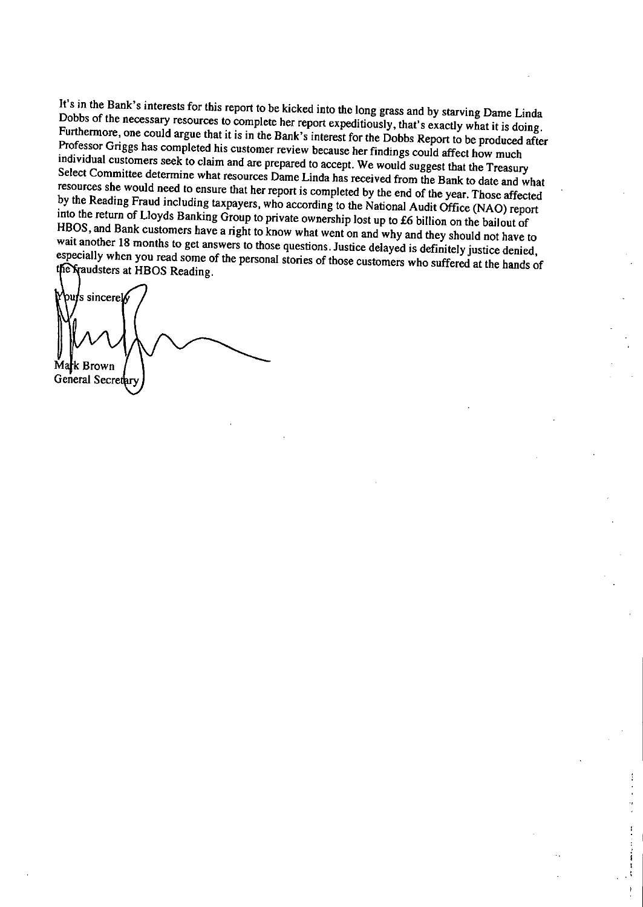It's in the Bank's interests for this report to be kicked into the long grass and by starving Dame Linda Dobbs of the necessary resources to complete her report expeditiously, that's exactly what it is doing. Furthermore, one could argue that it is in the Bank's interest for the Dobbs Report to be produced after Professor Griggs has completed his customer review because her findings could affect how much individual customers seek to claim and are prepared to accept. We would suggest that the Treasury Select Committee determine what resources Dame Linda has received from the Bank to date and what resources she would need to ensure that her report is completed by the end of the year. Those affected by the Reading Fraud including taxpayers, who according to the National Audit Office (NAO) report into the return of Lloyds Banking Group to private ownership lost up to £6 billion on the bailout of HBOS, and Bank customers have a right to know what went on and why and they should not have to wait another 18 months to get answers to those questions. Justice delayed is definitely justice denied, especially when you read some of the personal stories of those customers who suffered at the hands of the fraudsters at HBOS Reading.

Yours sincerely

Mark Brown
General Secretary